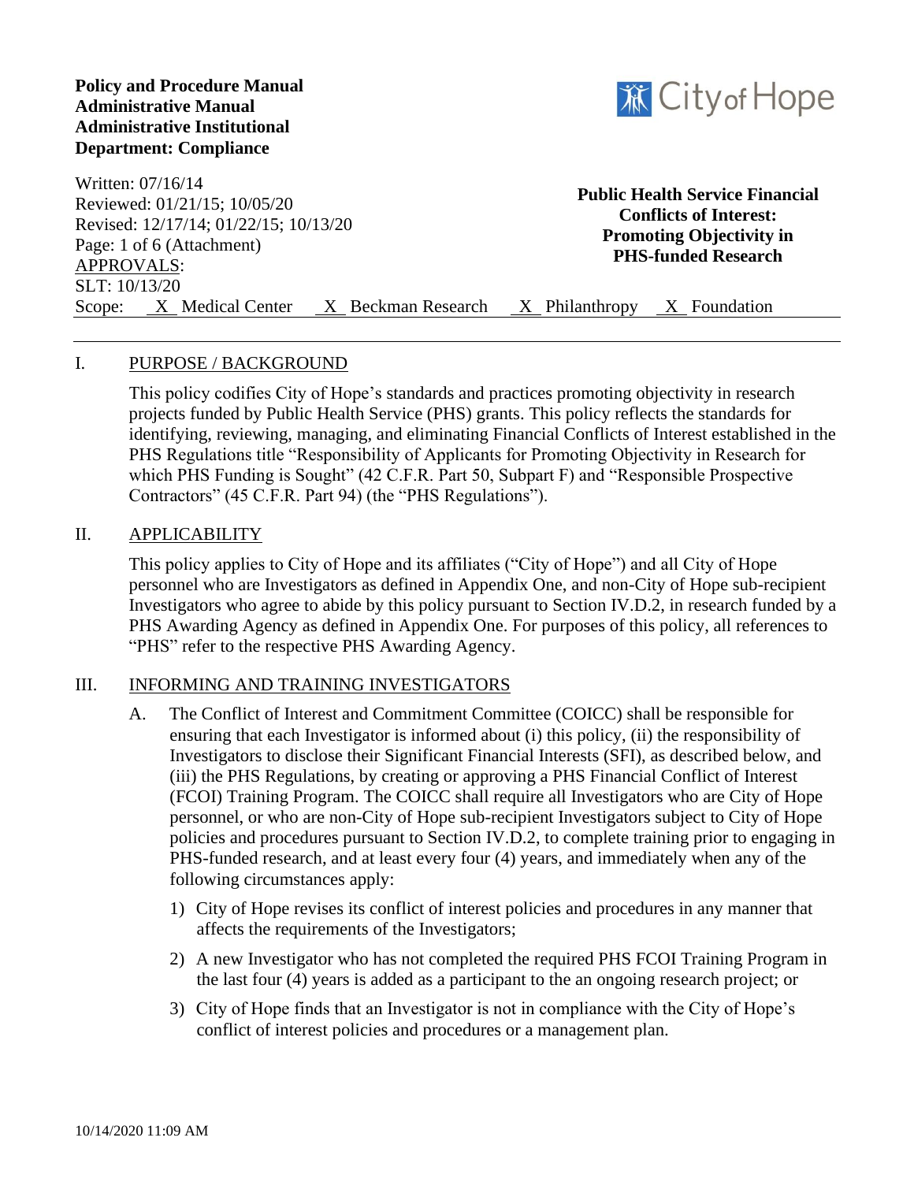**Policy and Procedure Manual**
**Administrative Manual**
**Administrative Institutional**
**Department: Compliance**

City of Hope

Written: 07/16/14
Reviewed: 01/21/15; 10/05/20
Revised: 12/17/14; 01/22/15; 10/13/20
Page: 1 of 6 (Attachment)
APPROVALS:
SLT: 10/13/20

**Public Health Service Financial Conflicts of Interest: Promoting Objectivity in PHS-funded Research**

Scope: X Medical Center X Beckman Research X Philanthropy X Foundation

## I. PURPOSE / BACKGROUND

This policy codifies City of Hope's standards and practices promoting objectivity in research projects funded by Public Health Service (PHS) grants. This policy reflects the standards for identifying, reviewing, managing, and eliminating Financial Conflicts of Interest established in the PHS Regulations title "Responsibility of Applicants for Promoting Objectivity in Research for which PHS Funding is Sought" (42 C.F.R. Part 50, Subpart F) and "Responsible Prospective Contractors" (45 C.F.R. Part 94) (the "PHS Regulations").

## II. APPLICABILITY

This policy applies to City of Hope and its affiliates ("City of Hope") and all City of Hope personnel who are Investigators as defined in Appendix One, and non-City of Hope sub-recipient Investigators who agree to abide by this policy pursuant to Section IV.D.2, in research funded by a PHS Awarding Agency as defined in Appendix One. For purposes of this policy, all references to "PHS" refer to the respective PHS Awarding Agency.

## III. INFORMING AND TRAINING INVESTIGATORS

A. The Conflict of Interest and Commitment Committee (COICC) shall be responsible for ensuring that each Investigator is informed about (i) this policy, (ii) the responsibility of Investigators to disclose their Significant Financial Interests (SFI), as described below, and (iii) the PHS Regulations, by creating or approving a PHS Financial Conflict of Interest (FCOI) Training Program. The COICC shall require all Investigators who are City of Hope personnel, or who are non-City of Hope sub-recipient Investigators subject to City of Hope policies and procedures pursuant to Section IV.D.2, to complete training prior to engaging in PHS-funded research, and at least every four (4) years, and immediately when any of the following circumstances apply:

1) City of Hope revises its conflict of interest policies and procedures in any manner that affects the requirements of the Investigators;

2) A new Investigator who has not completed the required PHS FCOI Training Program in the last four (4) years is added as a participant to the an ongoing research project; or

3) City of Hope finds that an Investigator is not in compliance with the City of Hope's conflict of interest policies and procedures or a management plan.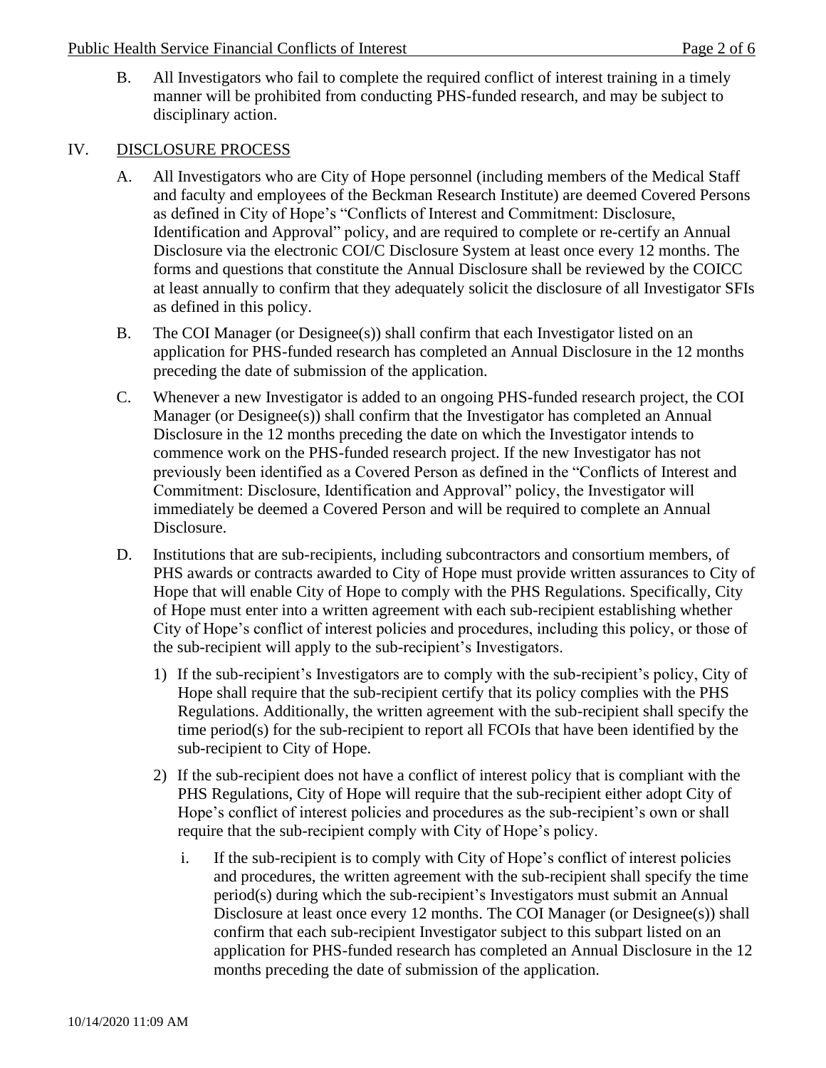B. All Investigators who fail to complete the required conflict of interest training in a timely manner will be prohibited from conducting PHS-funded research, and may be subject to disciplinary action.

## IV. DISCLOSURE PROCESS

A. All Investigators who are City of Hope personnel (including members of the Medical Staff and faculty and employees of the Beckman Research Institute) are deemed Covered Persons as defined in City of Hope's "Conflicts of Interest and Commitment: Disclosure, Identification and Approval" policy, and are required to complete or re-certify an Annual Disclosure via the electronic COI/C Disclosure System at least once every 12 months. The forms and questions that constitute the Annual Disclosure shall be reviewed by the COICC at least annually to confirm that they adequately solicit the disclosure of all Investigator SFIs as defined in this policy.

B. The COI Manager (or Designee(s)) shall confirm that each Investigator listed on an application for PHS-funded research has completed an Annual Disclosure in the 12 months preceding the date of submission of the application.

C. Whenever a new Investigator is added to an ongoing PHS-funded research project, the COI Manager (or Designee(s)) shall confirm that the Investigator has completed an Annual Disclosure in the 12 months preceding the date on which the Investigator intends to commence work on the PHS-funded research project. If the new Investigator has not previously been identified as a Covered Person as defined in the "Conflicts of Interest and Commitment: Disclosure, Identification and Approval" policy, the Investigator will immediately be deemed a Covered Person and will be required to complete an Annual Disclosure.

D. Institutions that are sub-recipients, including subcontractors and consortium members, of PHS awards or contracts awarded to City of Hope must provide written assurances to City of Hope that will enable City of Hope to comply with the PHS Regulations. Specifically, City of Hope must enter into a written agreement with each sub-recipient establishing whether City of Hope's conflict of interest policies and procedures, including this policy, or those of the sub-recipient will apply to the sub-recipient's Investigators.

1) If the sub-recipient's Investigators are to comply with the sub-recipient's policy, City of Hope shall require that the sub-recipient certify that its policy complies with the PHS Regulations. Additionally, the written agreement with the sub-recipient shall specify the time period(s) for the sub-recipient to report all FCOIs that have been identified by the sub-recipient to City of Hope.

2) If the sub-recipient does not have a conflict of interest policy that is compliant with the PHS Regulations, City of Hope will require that the sub-recipient either adopt City of Hope's conflict of interest policies and procedures as the sub-recipient's own or shall require that the sub-recipient comply with City of Hope's policy.

   i. If the sub-recipient is to comply with City of Hope's conflict of interest policies and procedures, the written agreement with the sub-recipient shall specify the time period(s) during which the sub-recipient's Investigators must submit an Annual Disclosure at least once every 12 months. The COI Manager (or Designee(s)) shall confirm that each sub-recipient Investigator subject to this subpart listed on an application for PHS-funded research has completed an Annual Disclosure in the 12 months preceding the date of submission of the application.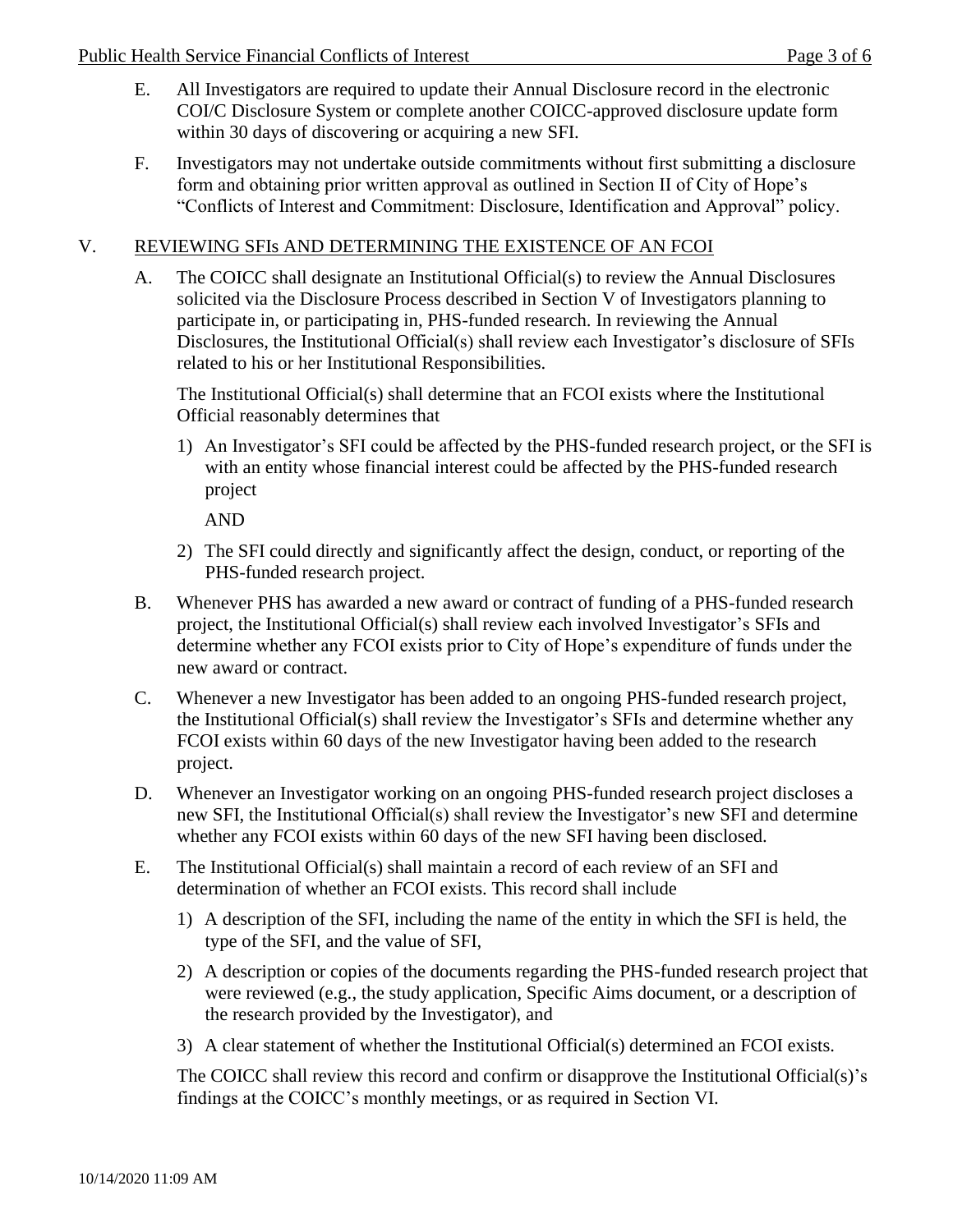E. All Investigators are required to update their Annual Disclosure record in the electronic COI/C Disclosure System or complete another COICC-approved disclosure update form within 30 days of discovering or acquiring a new SFI.

F. Investigators may not undertake outside commitments without first submitting a disclosure form and obtaining prior written approval as outlined in Section II of City of Hope's "Conflicts of Interest and Commitment: Disclosure, Identification and Approval" policy.

## V. REVIEWING SFIs AND DETERMINING THE EXISTENCE OF AN FCOI

A. The COICC shall designate an Institutional Official(s) to review the Annual Disclosures solicited via the Disclosure Process described in Section V of Investigators planning to participate in, or participating in, PHS-funded research. In reviewing the Annual Disclosures, the Institutional Official(s) shall review each Investigator's disclosure of SFIs related to his or her Institutional Responsibilities.

   The Institutional Official(s) shall determine that an FCOI exists where the Institutional Official reasonably determines that

   1) An Investigator's SFI could be affected by the PHS-funded research project, or the SFI is with an entity whose financial interest could be affected by the PHS-funded research project

      AND

   2) The SFI could directly and significantly affect the design, conduct, or reporting of the PHS-funded research project.

B. Whenever PHS has awarded a new award or contract of funding of a PHS-funded research project, the Institutional Official(s) shall review each involved Investigator's SFIs and determine whether any FCOI exists prior to City of Hope's expenditure of funds under the new award or contract.

C. Whenever a new Investigator has been added to an ongoing PHS-funded research project, the Institutional Official(s) shall review the Investigator's SFIs and determine whether any FCOI exists within 60 days of the new Investigator having been added to the research project.

D. Whenever an Investigator working on an ongoing PHS-funded research project discloses a new SFI, the Institutional Official(s) shall review the Investigator's new SFI and determine whether any FCOI exists within 60 days of the new SFI having been disclosed.

E. The Institutional Official(s) shall maintain a record of each review of an SFI and determination of whether an FCOI exists. This record shall include

   1) A description of the SFI, including the name of the entity in which the SFI is held, the type of the SFI, and the value of SFI,

   2) A description or copies of the documents regarding the PHS-funded research project that were reviewed (e.g., the study application, Specific Aims document, or a description of the research provided by the Investigator), and

   3) A clear statement of whether the Institutional Official(s) determined an FCOI exists.

   The COICC shall review this record and confirm or disapprove the Institutional Official(s)'s findings at the COICC's monthly meetings, or as required in Section VI.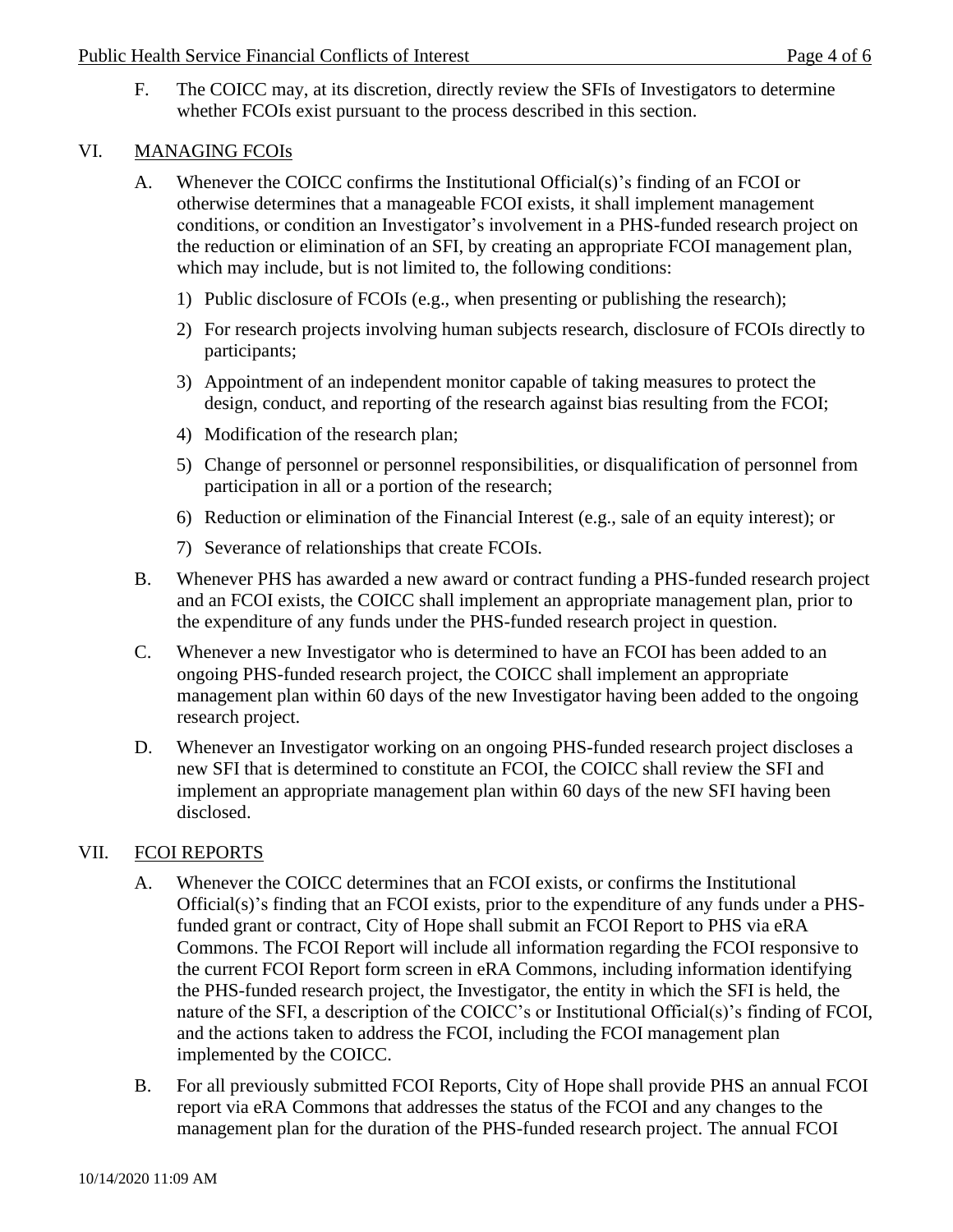F. The COICC may, at its discretion, directly review the SFIs of Investigators to determine whether FCOIs exist pursuant to the process described in this section.

## VI. MANAGING FCOIs

A. Whenever the COICC confirms the Institutional Official(s)'s finding of an FCOI or otherwise determines that a manageable FCOI exists, it shall implement management conditions, or condition an Investigator's involvement in a PHS-funded research project on the reduction or elimination of an SFI, by creating an appropriate FCOI management plan, which may include, but is not limited to, the following conditions:

1) Public disclosure of FCOIs (e.g., when presenting or publishing the research);
2) For research projects involving human subjects research, disclosure of FCOIs directly to participants;
3) Appointment of an independent monitor capable of taking measures to protect the design, conduct, and reporting of the research against bias resulting from the FCOI;
4) Modification of the research plan;
5) Change of personnel or personnel responsibilities, or disqualification of personnel from participation in all or a portion of the research;
6) Reduction or elimination of the Financial Interest (e.g., sale of an equity interest); or
7) Severance of relationships that create FCOIs.

B. Whenever PHS has awarded a new award or contract funding a PHS-funded research project and an FCOI exists, the COICC shall implement an appropriate management plan, prior to the expenditure of any funds under the PHS-funded research project in question.

C. Whenever a new Investigator who is determined to have an FCOI has been added to an ongoing PHS-funded research project, the COICC shall implement an appropriate management plan within 60 days of the new Investigator having been added to the ongoing research project.

D. Whenever an Investigator working on an ongoing PHS-funded research project discloses a new SFI that is determined to constitute an FCOI, the COICC shall review the SFI and implement an appropriate management plan within 60 days of the new SFI having been disclosed.

## VII. FCOI REPORTS

A. Whenever the COICC determines that an FCOI exists, or confirms the Institutional Official(s)'s finding that an FCOI exists, prior to the expenditure of any funds under a PHS-funded grant or contract, City of Hope shall submit an FCOI Report to PHS via eRA Commons. The FCOI Report will include all information regarding the FCOI responsive to the current FCOI Report form screen in eRA Commons, including information identifying the PHS-funded research project, the Investigator, the entity in which the SFI is held, the nature of the SFI, a description of the COICC's or Institutional Official(s)'s finding of FCOI, and the actions taken to address the FCOI, including the FCOI management plan implemented by the COICC.

B. For all previously submitted FCOI Reports, City of Hope shall provide PHS an annual FCOI report via eRA Commons that addresses the status of the FCOI and any changes to the management plan for the duration of the PHS-funded research project. The annual FCOI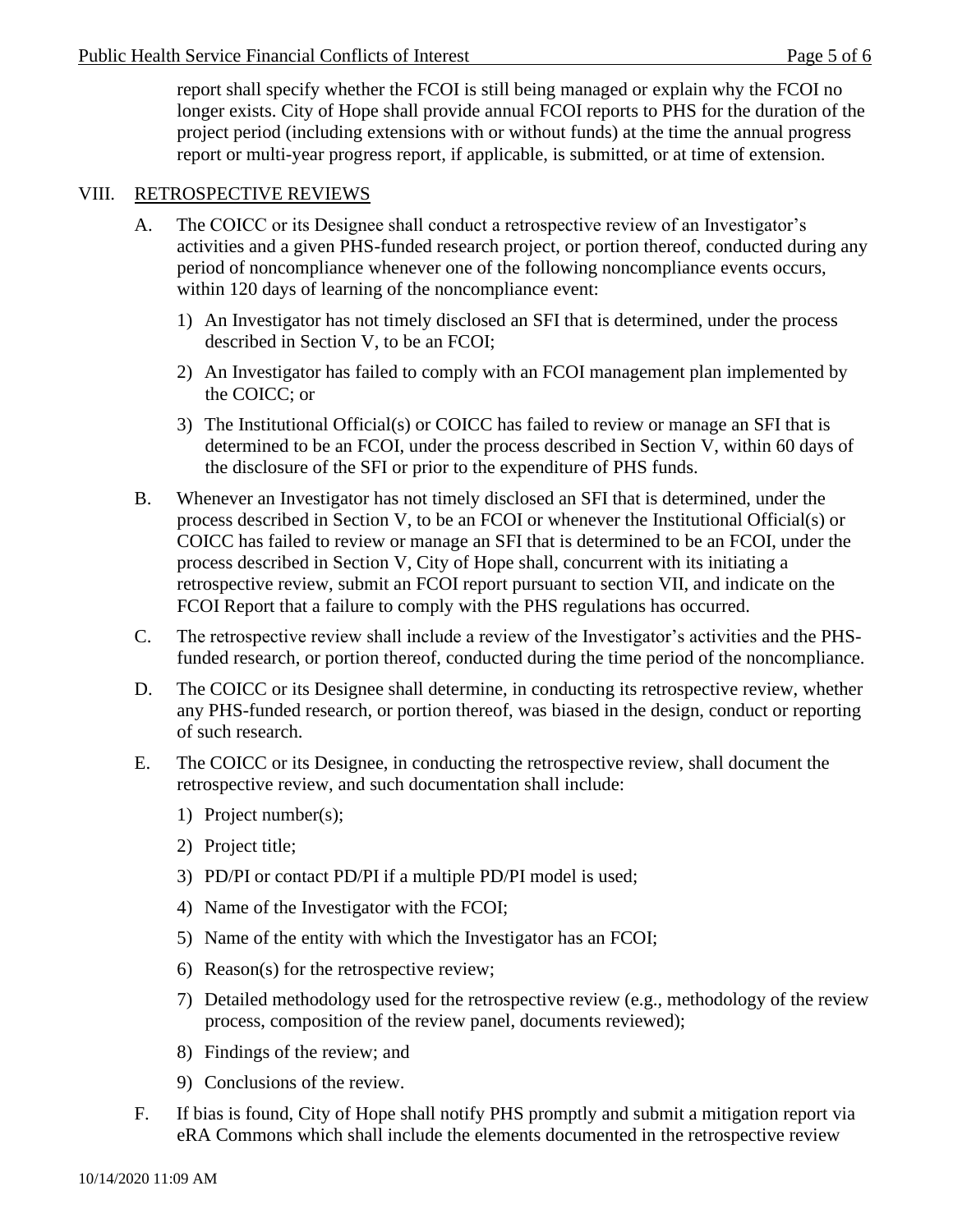report shall specify whether the FCOI is still being managed or explain why the FCOI no longer exists. City of Hope shall provide annual FCOI reports to PHS for the duration of the project period (including extensions with or without funds) at the time the annual progress report or multi-year progress report, if applicable, is submitted, or at time of extension.

## VIII. RETROSPECTIVE REVIEWS

A. The COICC or its Designee shall conduct a retrospective review of an Investigator's activities and a given PHS-funded research project, or portion thereof, conducted during any period of noncompliance whenever one of the following noncompliance events occurs, within 120 days of learning of the noncompliance event:

1) An Investigator has not timely disclosed an SFI that is determined, under the process described in Section V, to be an FCOI;

2) An Investigator has failed to comply with an FCOI management plan implemented by the COICC; or

3) The Institutional Official(s) or COICC has failed to review or manage an SFI that is determined to be an FCOI, under the process described in Section V, within 60 days of the disclosure of the SFI or prior to the expenditure of PHS funds.

B. Whenever an Investigator has not timely disclosed an SFI that is determined, under the process described in Section V, to be an FCOI or whenever the Institutional Official(s) or COICC has failed to review or manage an SFI that is determined to be an FCOI, under the process described in Section V, City of Hope shall, concurrent with its initiating a retrospective review, submit an FCOI report pursuant to section VII, and indicate on the FCOI Report that a failure to comply with the PHS regulations has occurred.

C. The retrospective review shall include a review of the Investigator's activities and the PHS-funded research, or portion thereof, conducted during the time period of the noncompliance.

D. The COICC or its Designee shall determine, in conducting its retrospective review, whether any PHS-funded research, or portion thereof, was biased in the design, conduct or reporting of such research.

E. The COICC or its Designee, in conducting the retrospective review, shall document the retrospective review, and such documentation shall include:

1) Project number(s);

2) Project title;

3) PD/PI or contact PD/PI if a multiple PD/PI model is used;

4) Name of the Investigator with the FCOI;

5) Name of the entity with which the Investigator has an FCOI;

6) Reason(s) for the retrospective review;

7) Detailed methodology used for the retrospective review (e.g., methodology of the review process, composition of the review panel, documents reviewed);

8) Findings of the review; and

9) Conclusions of the review.

F. If bias is found, City of Hope shall notify PHS promptly and submit a mitigation report via eRA Commons which shall include the elements documented in the retrospective review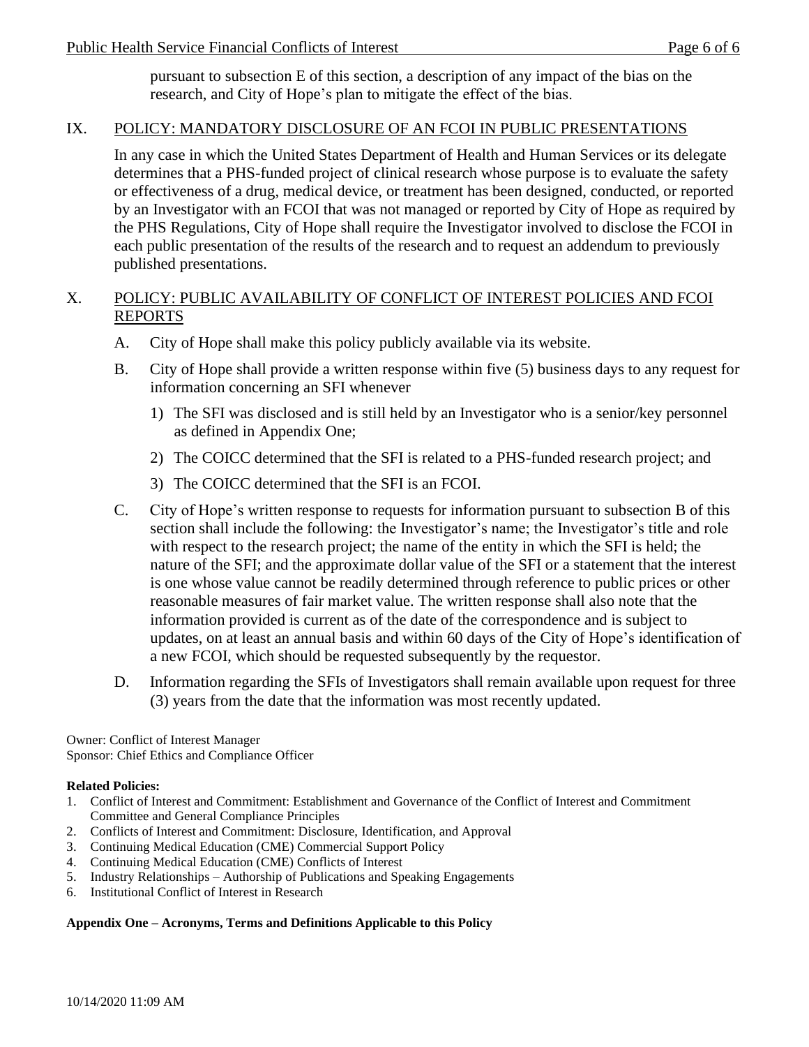pursuant to subsection E of this section, a description of any impact of the bias on the research, and City of Hope's plan to mitigate the effect of the bias.

## IX. POLICY: MANDATORY DISCLOSURE OF AN FCOI IN PUBLIC PRESENTATIONS

In any case in which the United States Department of Health and Human Services or its delegate determines that a PHS-funded project of clinical research whose purpose is to evaluate the safety or effectiveness of a drug, medical device, or treatment has been designed, conducted, or reported by an Investigator with an FCOI that was not managed or reported by City of Hope as required by the PHS Regulations, City of Hope shall require the Investigator involved to disclose the FCOI in each public presentation of the results of the research and to request an addendum to previously published presentations.

## X. POLICY: PUBLIC AVAILABILITY OF CONFLICT OF INTEREST POLICIES AND FCOI REPORTS

A. City of Hope shall make this policy publicly available via its website.

B. City of Hope shall provide a written response within five (5) business days to any request for information concerning an SFI whenever

1) The SFI was disclosed and is still held by an Investigator who is a senior/key personnel as defined in Appendix One;

2) The COICC determined that the SFI is related to a PHS-funded research project; and

3) The COICC determined that the SFI is an FCOI.

C. City of Hope's written response to requests for information pursuant to subsection B of this section shall include the following: the Investigator's name; the Investigator's title and role with respect to the research project; the name of the entity in which the SFI is held; the nature of the SFI; and the approximate dollar value of the SFI or a statement that the interest is one whose value cannot be readily determined through reference to public prices or other reasonable measures of fair market value. The written response shall also note that the information provided is current as of the date of the correspondence and is subject to updates, on at least an annual basis and within 60 days of the City of Hope's identification of a new FCOI, which should be requested subsequently by the requestor.

D. Information regarding the SFIs of Investigators shall remain available upon request for three (3) years from the date that the information was most recently updated.

Owner: Conflict of Interest Manager
Sponsor: Chief Ethics and Compliance Officer

**Related Policies:**

1. Conflict of Interest and Commitment: Establishment and Governance of the Conflict of Interest and Commitment Committee and General Compliance Principles
2. Conflicts of Interest and Commitment: Disclosure, Identification, and Approval
3. Continuing Medical Education (CME) Commercial Support Policy
4. Continuing Medical Education (CME) Conflicts of Interest
5. Industry Relationships – Authorship of Publications and Speaking Engagements
6. Institutional Conflict of Interest in Research

**Appendix One – Acronyms, Terms and Definitions Applicable to this Policy**

10/14/2020 11:09 AM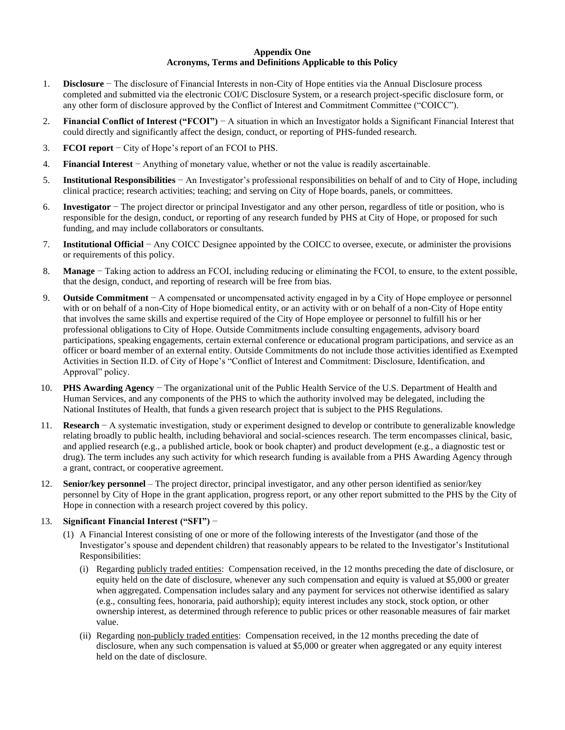**Appendix One**
**Acronyms, Terms and Definitions Applicable to this Policy**

1. **Disclosure** − The disclosure of Financial Interests in non-City of Hope entities via the Annual Disclosure process completed and submitted via the electronic COI/C Disclosure System, or a research project-specific disclosure form, or any other form of disclosure approved by the Conflict of Interest and Commitment Committee ("COICC").
2. **Financial Conflict of Interest ("FCOI")** − A situation in which an Investigator holds a Significant Financial Interest that could directly and significantly affect the design, conduct, or reporting of PHS-funded research.
3. **FCOI report** − City of Hope's report of an FCOI to PHS.
4. **Financial Interest** − Anything of monetary value, whether or not the value is readily ascertainable.
5. **Institutional Responsibilities** − An Investigator's professional responsibilities on behalf of and to City of Hope, including clinical practice; research activities; teaching; and serving on City of Hope boards, panels, or committees.
6. **Investigator** − The project director or principal Investigator and any other person, regardless of title or position, who is responsible for the design, conduct, or reporting of any research funded by PHS at City of Hope, or proposed for such funding, and may include collaborators or consultants.
7. **Institutional Official** − Any COICC Designee appointed by the COICC to oversee, execute, or administer the provisions or requirements of this policy.
8. **Manage** − Taking action to address an FCOI, including reducing or eliminating the FCOI, to ensure, to the extent possible, that the design, conduct, and reporting of research will be free from bias.
9. **Outside Commitment** − A compensated or uncompensated activity engaged in by a City of Hope employee or personnel with or on behalf of a non-City of Hope biomedical entity, or an activity with or on behalf of a non-City of Hope entity that involves the same skills and expertise required of the City of Hope employee or personnel to fulfill his or her professional obligations to City of Hope. Outside Commitments include consulting engagements, advisory board participations, speaking engagements, certain external conference or educational program participations, and service as an officer or board member of an external entity. Outside Commitments do not include those activities identified as Exempted Activities in Section II.D. of City of Hope's "Conflict of Interest and Commitment: Disclosure, Identification, and Approval" policy.
10. **PHS Awarding Agency** − The organizational unit of the Public Health Service of the U.S. Department of Health and Human Services, and any components of the PHS to which the authority involved may be delegated, including the National Institutes of Health, that funds a given research project that is subject to the PHS Regulations.
11. **Research** − A systematic investigation, study or experiment designed to develop or contribute to generalizable knowledge relating broadly to public health, including behavioral and social-sciences research. The term encompasses clinical, basic, and applied research (e.g., a published article, book or book chapter) and product development (e.g., a diagnostic test or drug). The term includes any such activity for which research funding is available from a PHS Awarding Agency through a grant, contract, or cooperative agreement.
12. **Senior/key personnel** – The project director, principal investigator, and any other person identified as senior/key personnel by City of Hope in the grant application, progress report, or any other report submitted to the PHS by the City of Hope in connection with a research project covered by this policy.
13. **Significant Financial Interest ("SFI")** −
    (1) A Financial Interest consisting of one or more of the following interests of the Investigator (and those of the Investigator's spouse and dependent children) that reasonably appears to be related to the Investigator's Institutional Responsibilities:
        (i) Regarding publicly traded entities: Compensation received, in the 12 months preceding the date of disclosure, or equity held on the date of disclosure, whenever any such compensation and equity is valued at $5,000 or greater when aggregated. Compensation includes salary and any payment for services not otherwise identified as salary (e.g., consulting fees, honoraria, paid authorship); equity interest includes any stock, stock option, or other ownership interest, as determined through reference to public prices or other reasonable measures of fair market value.
        (ii) Regarding non-publicly traded entities: Compensation received, in the 12 months preceding the date of disclosure, when any such compensation is valued at $5,000 or greater when aggregated or any equity interest held on the date of disclosure.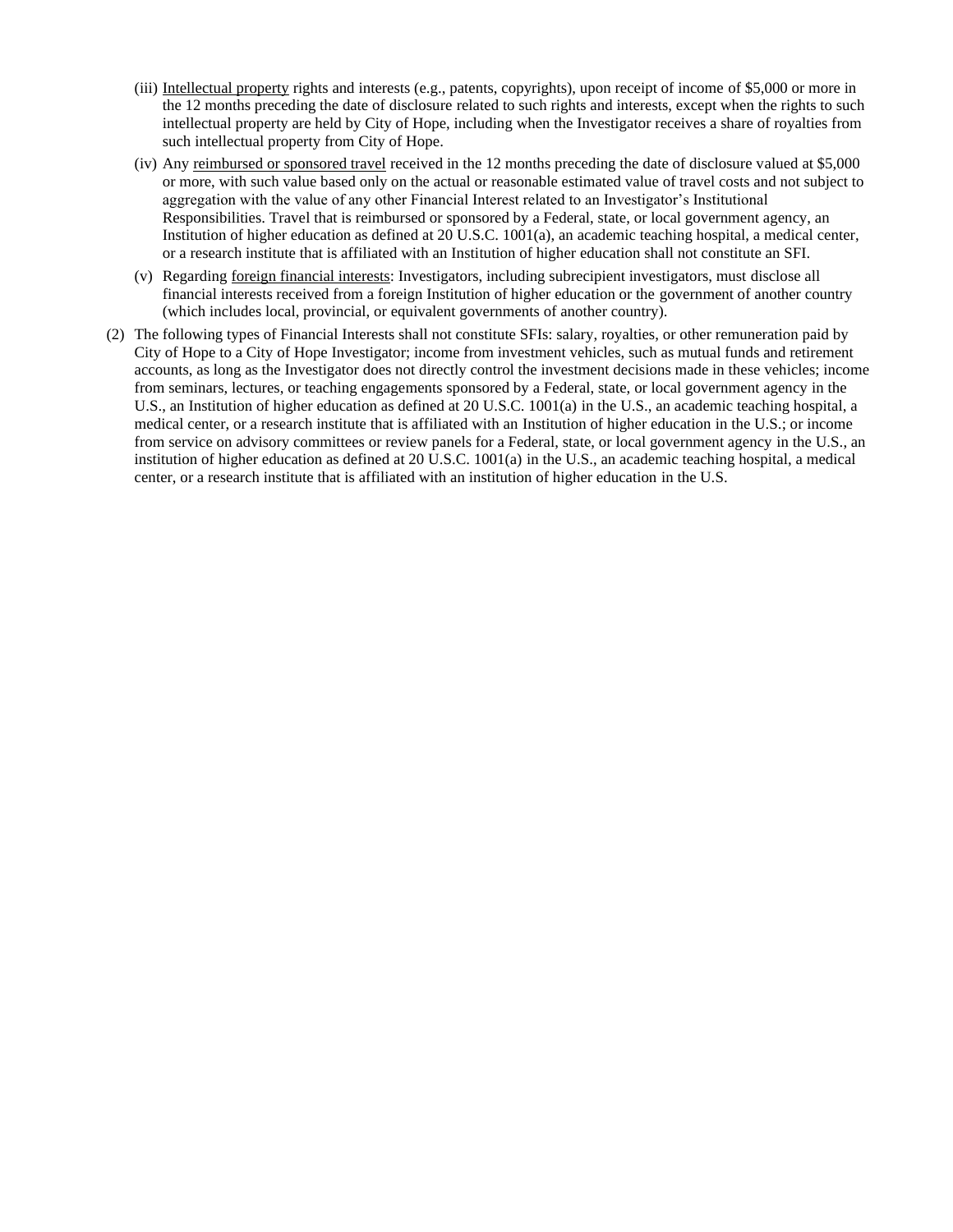(iii) Intellectual property rights and interests (e.g., patents, copyrights), upon receipt of income of $5,000 or more in the 12 months preceding the date of disclosure related to such rights and interests, except when the rights to such intellectual property are held by City of Hope, including when the Investigator receives a share of royalties from such intellectual property from City of Hope.

(iv) Any reimbursed or sponsored travel received in the 12 months preceding the date of disclosure valued at $5,000 or more, with such value based only on the actual or reasonable estimated value of travel costs and not subject to aggregation with the value of any other Financial Interest related to an Investigator's Institutional Responsibilities. Travel that is reimbursed or sponsored by a Federal, state, or local government agency, an Institution of higher education as defined at 20 U.S.C. 1001(a), an academic teaching hospital, a medical center, or a research institute that is affiliated with an Institution of higher education shall not constitute an SFI.

(v) Regarding foreign financial interests: Investigators, including subrecipient investigators, must disclose all financial interests received from a foreign Institution of higher education or the government of another country (which includes local, provincial, or equivalent governments of another country).

(2) The following types of Financial Interests shall not constitute SFIs: salary, royalties, or other remuneration paid by City of Hope to a City of Hope Investigator; income from investment vehicles, such as mutual funds and retirement accounts, as long as the Investigator does not directly control the investment decisions made in these vehicles; income from seminars, lectures, or teaching engagements sponsored by a Federal, state, or local government agency in the U.S., an Institution of higher education as defined at 20 U.S.C. 1001(a) in the U.S., an academic teaching hospital, a medical center, or a research institute that is affiliated with an Institution of higher education in the U.S.; or income from service on advisory committees or review panels for a Federal, state, or local government agency in the U.S., an institution of higher education as defined at 20 U.S.C. 1001(a) in the U.S., an academic teaching hospital, a medical center, or a research institute that is affiliated with an institution of higher education in the U.S.